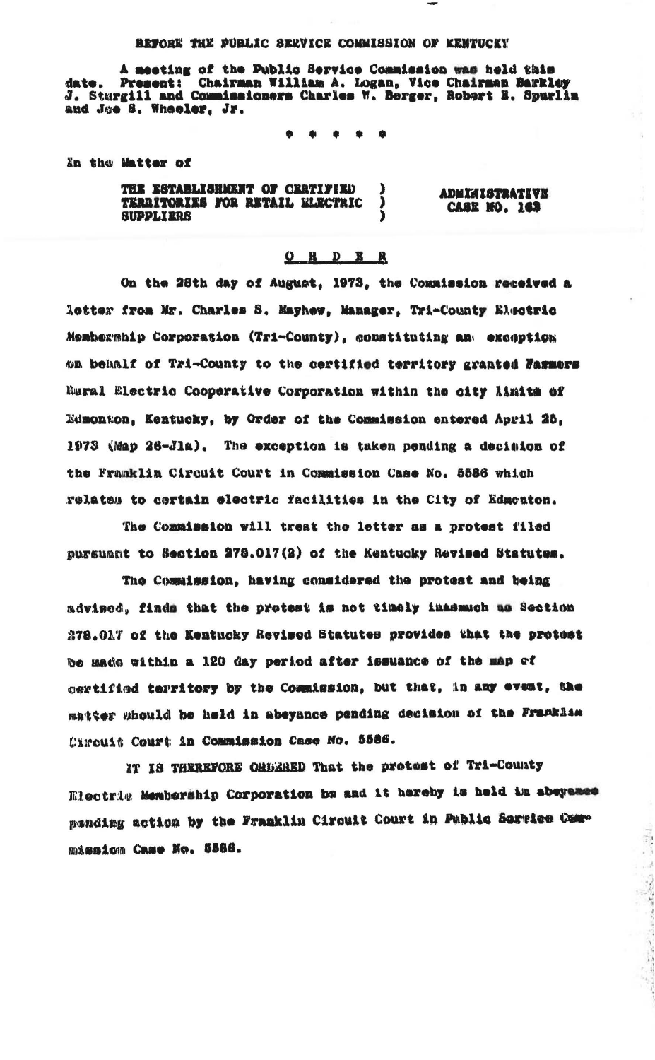BEFORE THE PUBLIC SERVICE COMMISSION OF KENTUCKY

A meeting of the Public Service Commission was held this date. Present: Chairman William A. Logan, Vice Chairman Barkley J. Sturgill and Commissioners Charles W. Berger, Robert E. Spurlin and Joe S. Wheeler, Jr.

\* \* \* \* \*

In the Matter of

| | | |
|---|---|---|
| THE ESTABLISHMENT OF CERTIFIED TERRITORIES FOR RETAIL ELECTRIC SUPPLIERS | ) ) ) | ADMINISTRATIVE CASE NO. 163 |

## O R D E R

On the 28th day of August, 1973, the Commission received a letter from Mr. Charles S. Mayhew, Manager, Tri-County Electric Membership Corporation (Tri-County), constituting an exception on behalf of Tri-County to the certified territory granted Farmers Rural Electric Cooperative Corporation within the city limits of Edmonton, Kentucky, by Order of the Commission entered April 25, 1973 (Map 26-J1a). The exception is taken pending a decision of the Franklin Circuit Court in Commission Case No. 5586 which relates to certain electric facilities in the City of Edmonton.

The Commission will treat the letter as a protest filed pursuant to Section 278.017(2) of the Kentucky Revised Statutes.

The Commission, having considered the protest and being advised, finds that the protest is not timely inasmuch as Section 278.017 of the Kentucky Revised Statutes provides that the protest be made within a 120 day period after issuance of the map of certified territory by the Commission, but that, in any event, the matter should be held in abeyance pending decision of the Franklin Circuit Court in Commission Case No. 5586.

IT IS THEREFORE ORDERED That the protest of Tri-County Electric Membership Corporation be and it hereby is held in abeyance pending action by the Franklin Circuit Court in Public Service Commission Case No. 5586.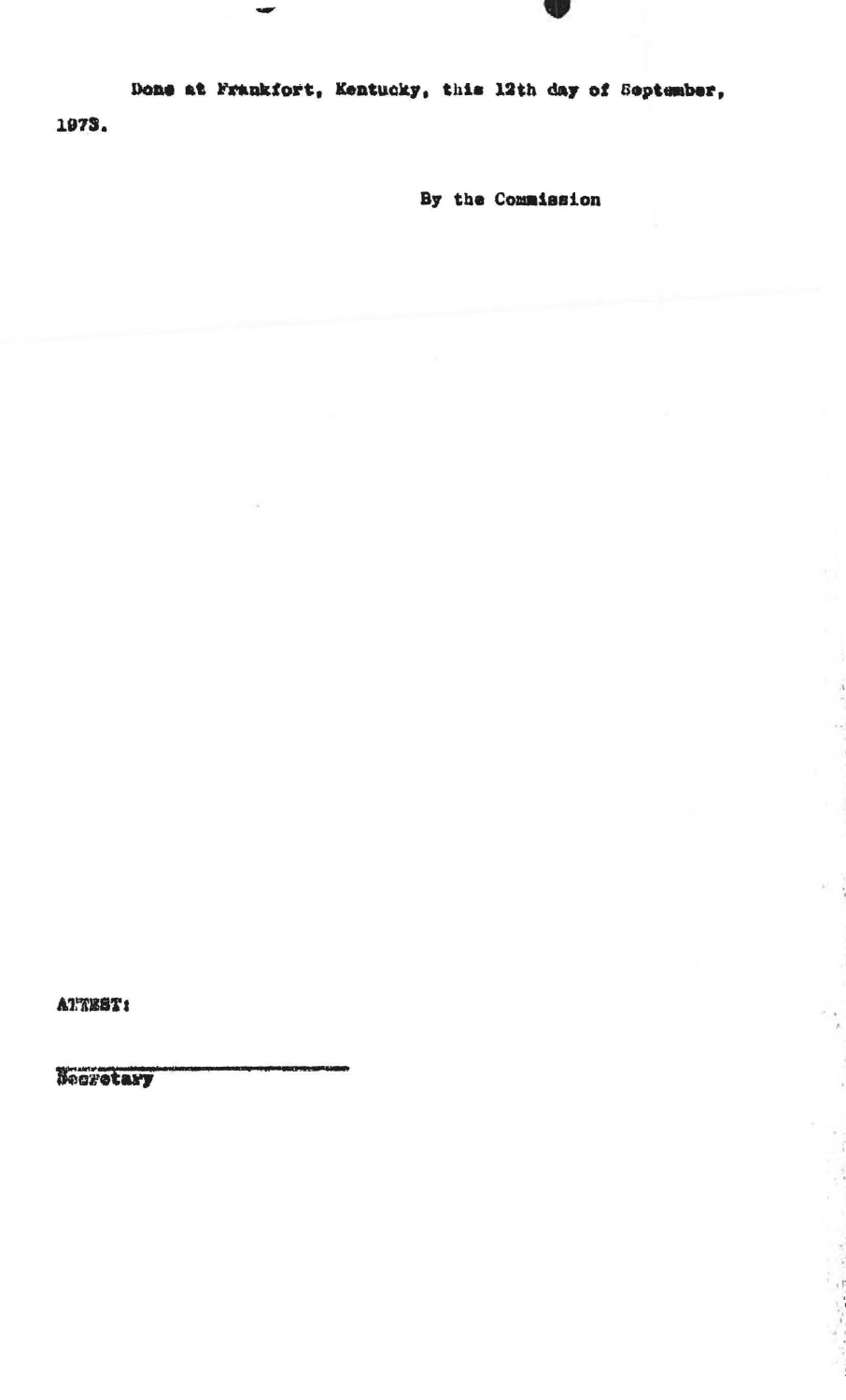Done at Frankfort, Kentucky, this 12th day of September, 1973.

By the Commission

ATTEST:

Secretary